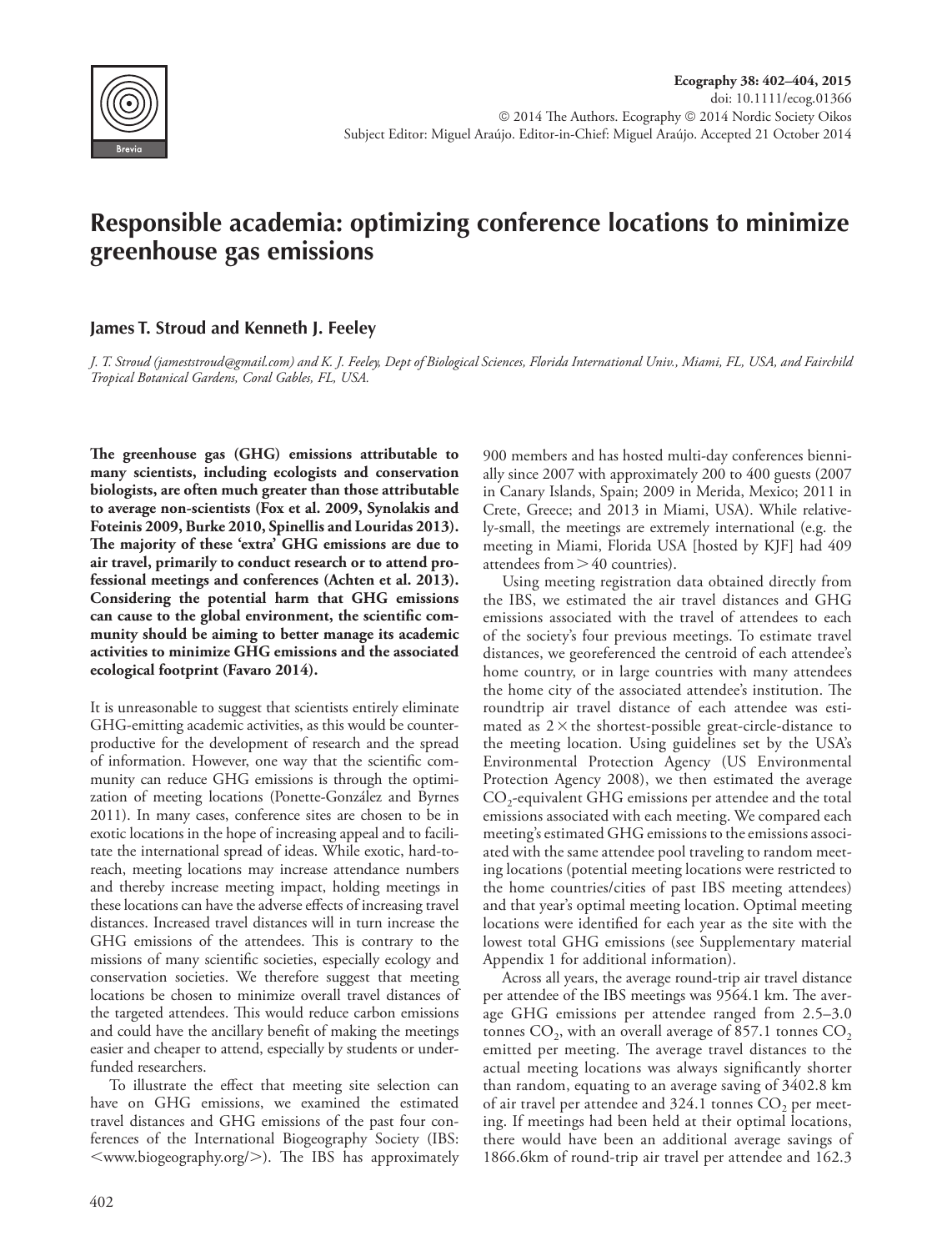Subject Editor: Miguel Araújo. Editor-in-Chief: Miguel Araújo. Accepted 21 October 2014

# Responsible academia: optimizing conference locations to minimize greenhouse gas emissions

## James T. Stroud and Kenneth J. Feeley

*J. T. Stroud (jameststroud@gmail.com) and K. J. Feeley, Dept of Biological Sciences, Florida International Univ., Miami, FL, USA, and Fairchild Tropical Botanical Gardens, Coral Gables, FL, USA.*

**The greenhouse gas (GHG) emissions attributable to many scientists, including ecologists and conservation biologists, are often much greater than those attributable to average non-scientists (Fox et al. 2009, Synolakis and Foteinis 2009, Burke 2010, Spinellis and Louridas 2013). The majority of these 'extra' GHG emissions are due to air travel, primarily to conduct research or to attend professional meetings and conferences (Achten et al. 2013). Considering the potential harm that GHG emissions can cause to the global environment, the scientific community should be aiming to better manage its academic activities to minimize GHG emissions and the associated ecological footprint (Favaro 2014).**

It is unreasonable to suggest that scientists entirely eliminate GHG-emitting academic activities, as this would be counterproductive for the development of research and the spread of information. However, one way that the scientific community can reduce GHG emissions is through the optimization of meeting locations (Ponette-González and Byrnes 2011). In many cases, conference sites are chosen to be in exotic locations in the hope of increasing appeal and to facilitate the international spread of ideas. While exotic, hard-to-reach, meeting locations may increase attendance numbers and thereby increase meeting impact, holding meetings in these locations can have the adverse effects of increasing travel distances. Increased travel distances will in turn increase the GHG emissions of the attendees. This is contrary to the missions of many scientific societies, especially ecology and conservation societies. We therefore suggest that meeting locations be chosen to minimize overall travel distances of the targeted attendees. This would reduce carbon emissions and could have the ancillary benefit of making the meetings easier and cheaper to attend, especially by students or underfunded researchers.

To illustrate the effect that meeting site selection can have on GHG emissions, we examined the estimated travel distances and GHG emissions of the past four conferences of the International Biogeography Society (IBS: <www.biogeography.org/>). The IBS has approximately 900 members and has hosted multi-day conferences biennially since 2007 with approximately 200 to 400 guests (2007 in Canary Islands, Spain; 2009 in Merida, Mexico; 2011 in Crete, Greece; and 2013 in Miami, USA). While relatively-small, the meetings are extremely international (e.g. the meeting in Miami, Florida USA [hosted by KJF] had 409 attendees from > 40 countries).

Using meeting registration data obtained directly from the IBS, we estimated the air travel distances and GHG emissions associated with the travel of attendees to each of the society's four previous meetings. To estimate travel distances, we georeferenced the centroid of each attendee's home country, or in large countries with many attendees the home city of the associated attendee's institution. The roundtrip air travel distance of each attendee was estimated as 2 × the shortest-possible great-circle-distance to the meeting location. Using guidelines set by the USA's Environmental Protection Agency (US Environmental Protection Agency 2008), we then estimated the average $CO_2$-equivalent GHG emissions per attendee and the total emissions associated with each meeting. We compared each meeting's estimated GHG emissions to the emissions associated with the same attendee pool traveling to random meeting locations (potential meeting locations were restricted to the home countries/cities of past IBS meeting attendees) and that year's optimal meeting location. Optimal meeting locations were identified for each year as the site with the lowest total GHG emissions (see Supplementary material Appendix 1 for additional information).

Across all years, the average round-trip air travel distance per attendee of the IBS meetings was 9564.1 km. The average GHG emissions per attendee ranged from 2.5–3.0 tonnes $CO_2$, with an overall average of 857.1 tonnes $CO_2$ emitted per meeting. The average travel distances to the actual meeting locations was always significantly shorter than random, equating to an average saving of 3402.8 km of air travel per attendee and 324.1 tonnes $CO_2$ per meeting. If meetings had been held at their optimal locations, there would have been an additional average savings of 1866.6km of round-trip air travel per attendee and 162.3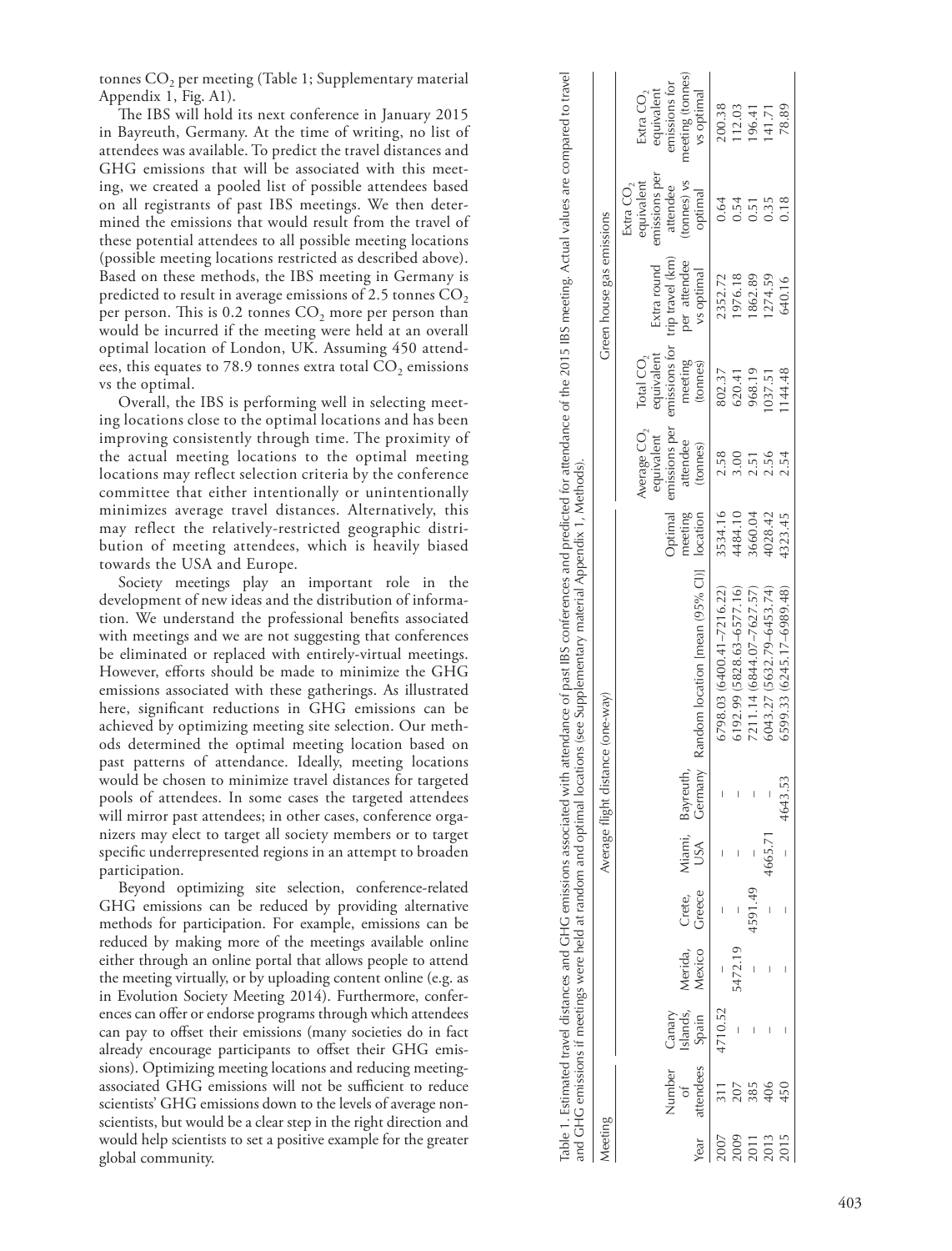tonnes $CO_2$ per meeting (Table 1; Supplementary material Appendix 1, Fig. A1).

The IBS will hold its next conference in January 2015 in Bayreuth, Germany. At the time of writing, no list of attendees was available. To predict the travel distances and GHG emissions that will be associated with this meeting, we created a pooled list of possible attendees based on all registrants of past IBS meetings. We then determined the emissions that would result from the travel of these potential attendees to all possible meeting locations (possible meeting locations restricted as described above). Based on these methods, the IBS meeting in Germany is predicted to result in average emissions of 2.5 tonnes $CO_2$ per person. This is 0.2 tonnes $CO_2$ more per person than would be incurred if the meeting were held at an overall optimal location of London, UK. Assuming 450 attendees, this equates to 78.9 tonnes extra total $CO_2$ emissions vs the optimal.

Overall, the IBS is performing well in selecting meeting locations close to the optimal locations and has been improving consistently through time. The proximity of the actual meeting locations to the optimal meeting locations may reflect selection criteria by the conference committee that either intentionally or unintentionally minimizes average travel distances. Alternatively, this may reflect the relatively-restricted geographic distribution of meeting attendees, which is heavily biased towards the USA and Europe.

Society meetings play an important role in the development of new ideas and the distribution of information. We understand the professional benefits associated with meetings and we are not suggesting that conferences be eliminated or replaced with entirely-virtual meetings. However, efforts should be made to minimize the GHG emissions associated with these gatherings. As illustrated here, significant reductions in GHG emissions can be achieved by optimizing meeting site selection. Our methods determined the optimal meeting location based on past patterns of attendance. Ideally, meeting locations would be chosen to minimize travel distances for targeted pools of attendees. In some cases the targeted attendees will mirror past attendees; in other cases, conference organizers may elect to target all society members or to target specific underrepresented regions in an attempt to broaden participation.

Beyond optimizing site selection, conference-related GHG emissions can be reduced by providing alternative methods for participation. For example, emissions can be reduced by making more of the meetings available online either through an online portal that allows people to attend the meeting virtually, or by uploading content online (e.g. as in Evolution Society Meeting 2014). Furthermore, conferences can offer or endorse programs through which attendees can pay to offset their emissions (many societies do in fact already encourage participants to offset their GHG emissions). Optimizing meeting locations and reducing meeting-associated GHG emissions will not be sufficient to reduce scientists' GHG emissions down to the levels of average non-scientists, but would be a clear step in the right direction and would help scientists to set a positive example for the greater global community.

Table 1. Estimated travel distances and GHG emissions associated with attendance of past IBS conferences and predicted for attendance of the 2015 IBS meeting. Actual values are compared to travel and GHG emissions if meetings were held at random and optimal locations (see Supplementary material Appendix 1, Methods).

| Meeting | | Average flight distance (one-way) | | | | | | | | Green house gas emissions | | | | |
|---|---|---|---|---|---|---|---|---|---|---|---|---|---|---|
| Year | Number of attendees | Canary Islands, Spain | Merida, Mexico | Crete, Greece | Miami, USA | Bayreuth, Germany | Random location [mean (95% CI)] | Optimal meeting location | Average $CO_2$ equivalent emissions per attendee (tonnes) | Total $CO_2$ equivalent emissions for meeting (tonnes) | Extra round trip travel (km) per attendee vs optimal | Extra $CO_2$ equivalent emissions per attendee (tonnes) vs optimal | Extra $CO_2$ equivalent emissions for meeting (tonnes) vs optimal |
| 2007 | 311 | 4710.52 | – | – | – | – | 6798.03 (6400.41–7216.22) | 3534.16 | 2.58 | 802.37 | 2352.72 | 0.64 | 200.38 |
| 2009 | 207 | – | 5472.19 | – | – | – | 6192.99 (5828.63–6577.16) | 4484.10 | 3.00 | 620.41 | 1976.18 | 0.54 | 112.03 |
| 2011 | 385 | – | – | 4591.49 | – | – | 7211.14 (6844.07–7627.57) | 3660.04 | 2.51 | 968.19 | 1862.89 | 0.51 | 196.41 |
| 2013 | 406 | – | – | – | 4665.71 | – | 6043.27 (5632.79–6453.74) | 4028.42 | 2.56 | 1037.51 | 1274.59 | 0.35 | 141.71 |
| 2015 | 450 | – | – | – | – | 4643.53 | 6599.33 (6245.17–6989.48) | 4323.45 | 2.54 | 1144.48 | 640.16 | 0.18 | 78.89 |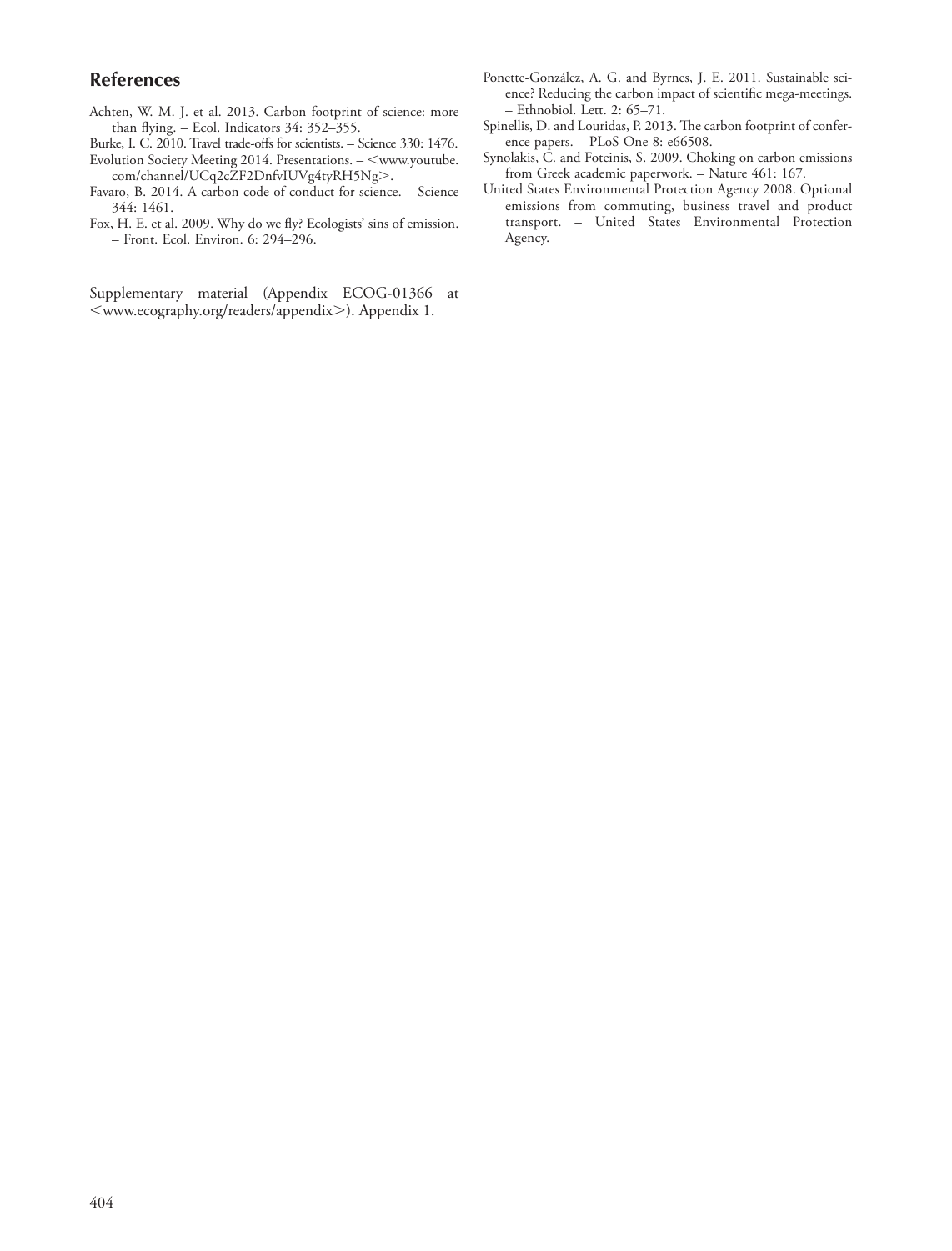## References

Achten, W. M. J. et al. 2013. Carbon footprint of science: more than flying. – Ecol. Indicators 34: 352–355.

Burke, I. C. 2010. Travel trade-offs for scientists. – Science 330: 1476.

Evolution Society Meeting 2014. Presentations. – <www.youtube.com/channel/UCq2cZF2DnfvIUVg4tyRH5Ng>.

Favaro, B. 2014. A carbon code of conduct for science. – Science 344: 1461.

Fox, H. E. et al. 2009. Why do we fly? Ecologists' sins of emission. – Front. Ecol. Environ. 6: 294–296.

Ponette-González, A. G. and Byrnes, J. E. 2011. Sustainable science? Reducing the carbon impact of scientific mega-meetings. – Ethnobiol. Lett. 2: 65–71.

Spinellis, D. and Louridas, P. 2013. The carbon footprint of conference papers. – PLoS One 8: e66508.

Synolakis, C. and Foteinis, S. 2009. Choking on carbon emissions from Greek academic paperwork. – Nature 461: 167.

United States Environmental Protection Agency 2008. Optional emissions from commuting, business travel and product transport. – United States Environmental Protection Agency.

Supplementary material (Appendix ECOG-01366 at <www.ecography.org/readers/appendix>). Appendix 1.